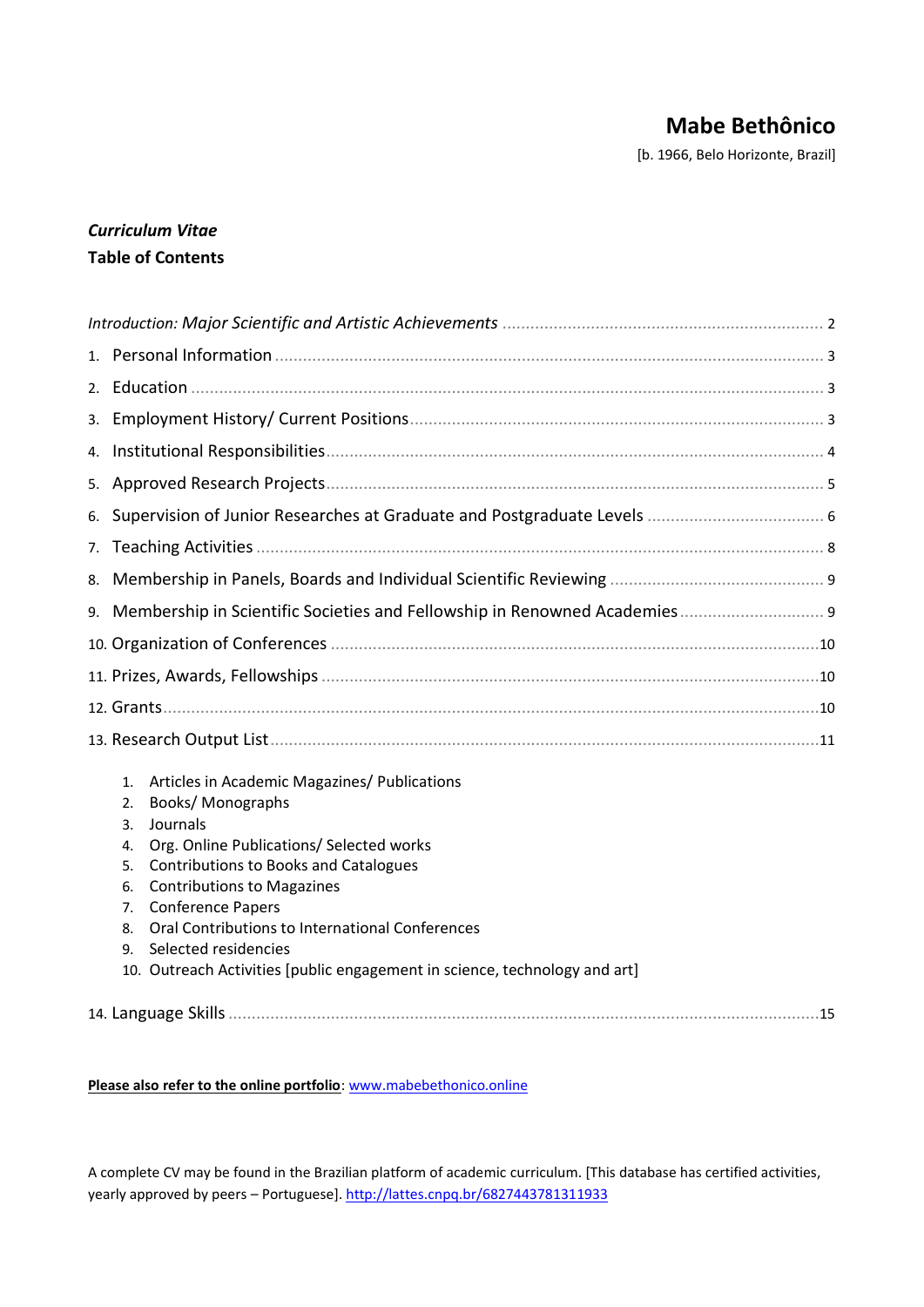# Mabe Bethônico

[b. 1966, Belo Horizonte, Brazil]

***Curriculum Vitae***

**Table of Contents**

*Introduction: Major Scientific and Artistic Achievements* ..... 2

1. Personal Information ..... 3
2. Education ..... 3
3. Employment History/ Current Positions ..... 3
4. Institutional Responsibilities ..... 4
5. Approved Research Projects ..... 5
6. Supervision of Junior Researches at Graduate and Postgraduate Levels ..... 6
7. Teaching Activities ..... 8
8. Membership in Panels, Boards and Individual Scientific Reviewing ..... 9
9. Membership in Scientific Societies and Fellowship in Renowned Academies ..... 9
10. Organization of Conferences ..... 10
11. Prizes, Awards, Fellowships ..... 10
12. Grants ..... 10
13. Research Output List ..... 11
    1. Articles in Academic Magazines/ Publications
    2. Books/ Monographs
    3. Journals
    4. Org. Online Publications/ Selected works
    5. Contributions to Books and Catalogues
    6. Contributions to Magazines
    7. Conference Papers
    8. Oral Contributions to International Conferences
    9. Selected residencies
    10. Outreach Activities [public engagement in science, technology and art]
14. Language Skills ..... 15

**Please also refer to the online portfolio**: www.mabebethonico.online

A complete CV may be found in the Brazilian platform of academic curriculum. [This database has certified activities, yearly approved by peers – Portuguese]. http://lattes.cnpq.br/6827443781311933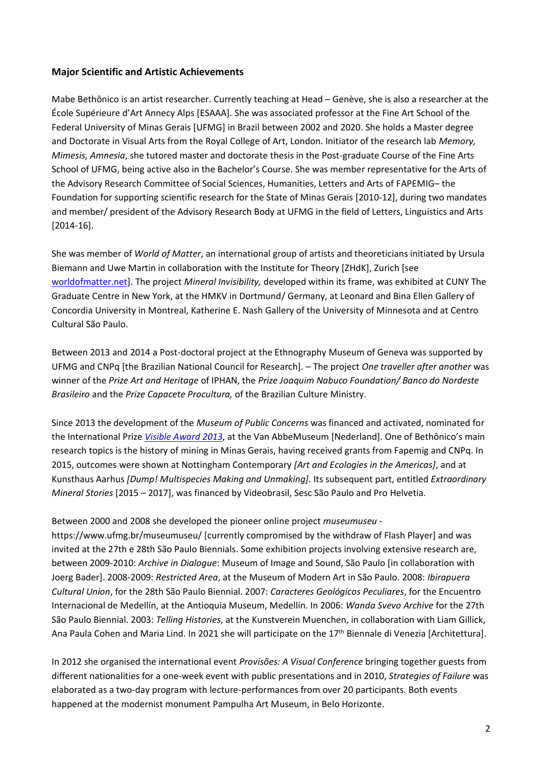### **Major Scientific and Artistic Achievements**

Mabe Bethônico is an artist researcher. Currently teaching at Head – Genève, she is also a researcher at the École Supérieure d'Art Annecy Alps [ESAAA]. She was associated professor at the Fine Art School of the Federal University of Minas Gerais [UFMG] in Brazil between 2002 and 2020. She holds a Master degree and Doctorate in Visual Arts from the Royal College of Art, London. Initiator of the research lab *Memory, Mimesis, Amnesia*, she tutored master and doctorate thesis in the Post-graduate Course of the Fine Arts School of UFMG, being active also in the Bachelor's Course. She was member representative for the Arts of the Advisory Research Committee of Social Sciences, Humanities, Letters and Arts of FAPEMIG– the Foundation for supporting scientific research for the State of Minas Gerais [2010-12], during two mandates and member/ president of the Advisory Research Body at UFMG in the field of Letters, Linguistics and Arts [2014-16].

She was member of *World of Matter*, an international group of artists and theoreticians initiated by Ursula Biemann and Uwe Martin in collaboration with the Institute for Theory [ZHdK], Zurich [see worldofmatter.net]. The project *Mineral Invisibility,* developed within its frame, was exhibited at CUNY The Graduate Centre in New York, at the HMKV in Dortmund/ Germany, at Leonard and Bina Ellen Gallery of Concordia University in Montreal, Katherine E. Nash Gallery of the University of Minnesota and at Centro Cultural São Paulo.

Between 2013 and 2014 a Post-doctoral project at the Ethnography Museum of Geneva was supported by UFMG and CNPq [the Brazilian National Council for Research]. – The project *One traveller after another* was winner of the *Prize Art and Heritage* of IPHAN, the *Prize Joaquim Nabuco Foundation/ Banco do Nordeste Brasileiro* and the *Prize Capacete Procultura,* of the Brazilian Culture Ministry.

Since 2013 the development of the *Museum of Public Concerns* was financed and activated, nominated for the International Prize *Visible Award 2013*, at the Van AbbeMuseum [Nederland]. One of Bethônico's main research topics is the history of mining in Minas Gerais, having received grants from Fapemig and CNPq. In 2015, outcomes were shown at Nottingham Contemporary *[Art and Ecologies in the Americas]*, and at Kunsthaus Aarhus *[Dump! Multispecies Making and Unmaking]*. Its subsequent part, entitled *Extraordinary Mineral Stories* [2015 – 2017], was financed by Videobrasil, Sesc São Paulo and Pro Helvetia.

Between 2000 and 2008 she developed the pioneer online project *museumuseu* - https://www.ufmg.br/museumuseu/ [currently compromised by the withdraw of Flash Player] and was invited at the 27th e 28th São Paulo Biennials. Some exhibition projects involving extensive research are, between 2009-2010: *Archive in Dialogue*: Museum of Image and Sound, São Paulo [in collaboration with Joerg Bader]. 2008-2009: *Restricted Area*, at the Museum of Modern Art in São Paulo. 2008: *Ibirapuera Cultural Union*, for the 28th São Paulo Biennial. 2007: *Caracteres Geológicos Peculiares*, for the Encuentro Internacional de Medellín, at the Antioquia Museum, Medellín. In 2006: *Wanda Svevo Archive* for the 27th São Paulo Biennial. 2003: *Telling Histories*, at the Kunstverein Muenchen, in collaboration with Liam Gillick, Ana Paula Cohen and Maria Lind. In 2021 she will participate on the 17th Biennale di Venezia [Architettura].

In 2012 she organised the international event *Provisões: A Visual Conference* bringing together guests from different nationalities for a one-week event with public presentations and in 2010, *Strategies of Failure* was elaborated as a two-day program with lecture-performances from over 20 participants. Both events happened at the modernist monument Pampulha Art Museum, in Belo Horizonte.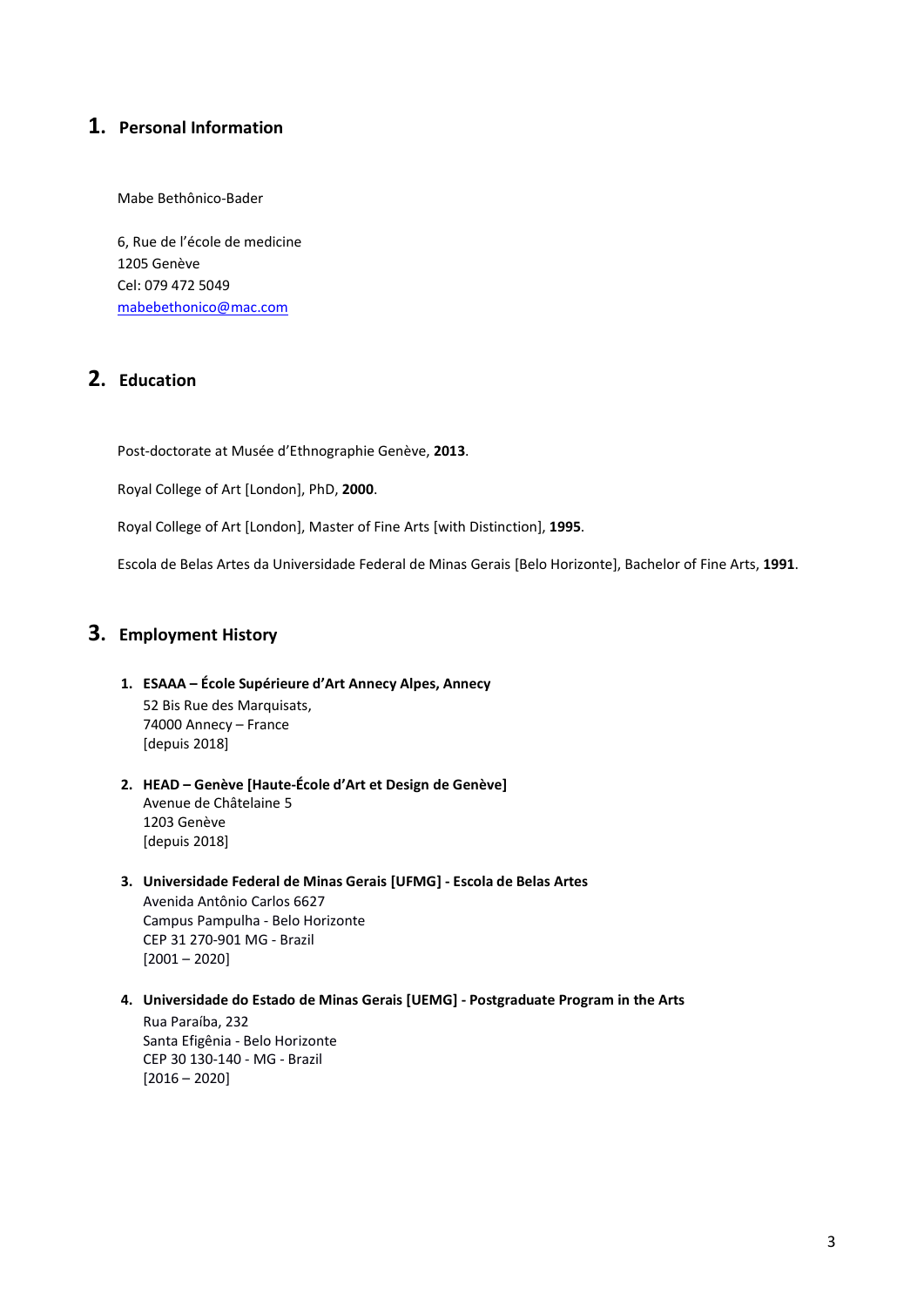# 1. Personal Information

Mabe Bethônico-Bader

6, Rue de l'école de medicine
1205 Genève
Cel: 079 472 5049
mabebethonico@mac.com

# 2. Education

Post-doctorate at Musée d'Ethnographie Genève, **2013**.

Royal College of Art [London], PhD, **2000**.

Royal College of Art [London], Master of Fine Arts [with Distinction], **1995**.

Escola de Belas Artes da Universidade Federal de Minas Gerais [Belo Horizonte], Bachelor of Fine Arts, **1991**.

# 3. Employment History

1. **ESAAA – École Supérieure d'Art Annecy Alpes, Annecy**
   52 Bis Rue des Marquisats,
   74000 Annecy – France
   [depuis 2018]

2. **HEAD – Genève [Haute-École d'Art et Design de Genève]**
   Avenue de Châtelaine 5
   1203 Genève
   [depuis 2018]

3. **Universidade Federal de Minas Gerais [UFMG] - Escola de Belas Artes**
   Avenida Antônio Carlos 6627
   Campus Pampulha - Belo Horizonte
   CEP 31 270-901 MG - Brazil
   [2001 – 2020]

4. **Universidade do Estado de Minas Gerais [UEMG] - Postgraduate Program in the Arts**
   Rua Paraíba, 232
   Santa Efigênia - Belo Horizonte
   CEP 30 130-140 - MG - Brazil
   [2016 – 2020]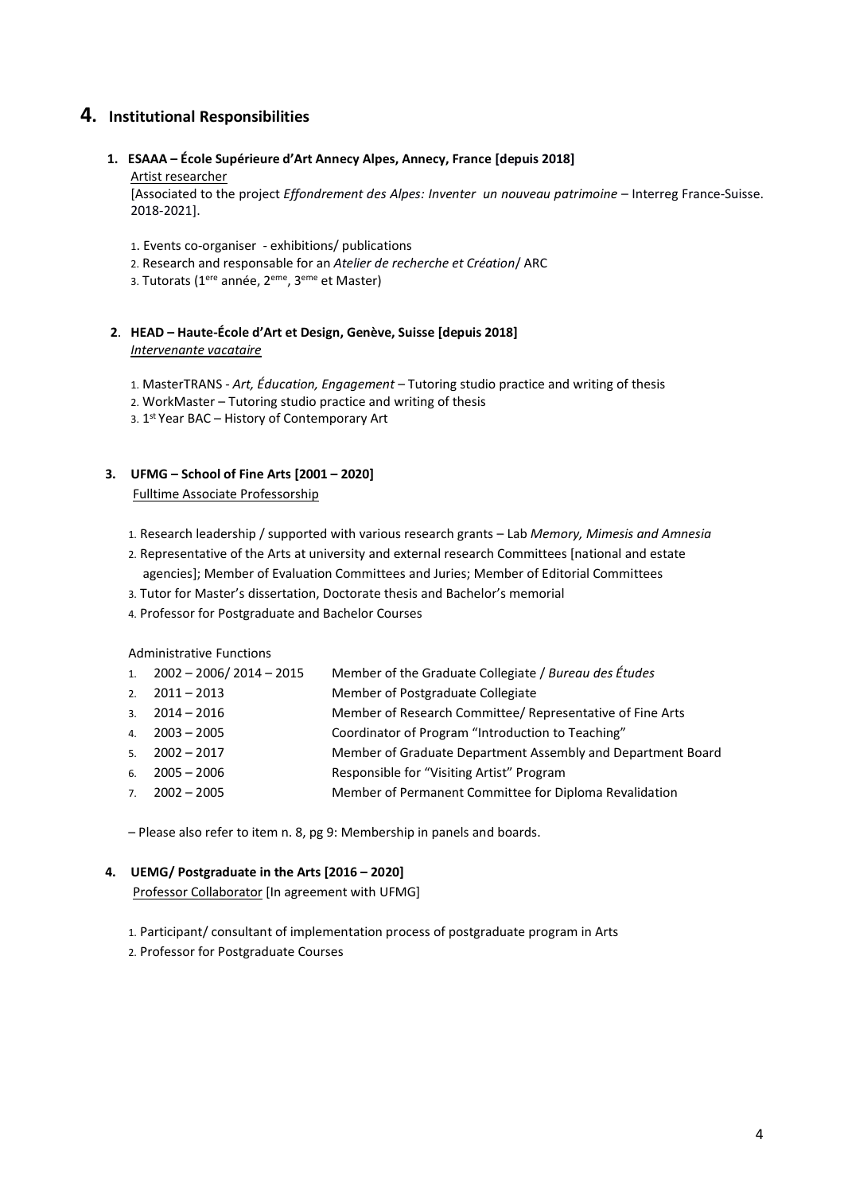## 4. Institutional Responsibilities

**1. ESAAA – École Supérieure d'Art Annecy Alpes, Annecy, France [depuis 2018]**

Artist researcher

[Associated to the project *Effondrement des Alpes: Inventer un nouveau patrimoine* – Interreg France-Suisse. 2018-2021].

1. Events co-organiser - exhibitions/ publications
2. Research and responsable for an *Atelier de recherche et Création*/ ARC
3. Tutorats (1ere année, 2eme, 3eme et Master)

**2. HEAD – Haute-École d'Art et Design, Genève, Suisse [depuis 2018]**

*Intervenante vacataire*

1. MasterTRANS - *Art, Éducation, Engagement* – Tutoring studio practice and writing of thesis
2. WorkMaster – Tutoring studio practice and writing of thesis
3. 1st Year BAC – History of Contemporary Art

**3. UFMG – School of Fine Arts [2001 – 2020]**

Fulltime Associate Professorship

1. Research leadership / supported with various research grants – Lab *Memory, Mimesis and Amnesia*
2. Representative of the Arts at university and external research Committees [national and estate agencies]; Member of Evaluation Committees and Juries; Member of Editorial Committees
3. Tutor for Master's dissertation, Doctorate thesis and Bachelor's memorial
4. Professor for Postgraduate and Bachelor Courses

Administrative Functions

1. 2002 – 2006/ 2014 – 2015 — Member of the Graduate Collegiate / *Bureau des Études*
2. 2011 – 2013 — Member of Postgraduate Collegiate
3. 2014 – 2016 — Member of Research Committee/ Representative of Fine Arts
4. 2003 – 2005 — Coordinator of Program "Introduction to Teaching"
5. 2002 – 2017 — Member of Graduate Department Assembly and Department Board
6. 2005 – 2006 — Responsible for "Visiting Artist" Program
7. 2002 – 2005 — Member of Permanent Committee for Diploma Revalidation

– Please also refer to item n. 8, pg 9: Membership in panels and boards.

**4. UEMG/ Postgraduate in the Arts [2016 – 2020]**

Professor Collaborator [In agreement with UFMG]

1. Participant/ consultant of implementation process of postgraduate program in Arts
2. Professor for Postgraduate Courses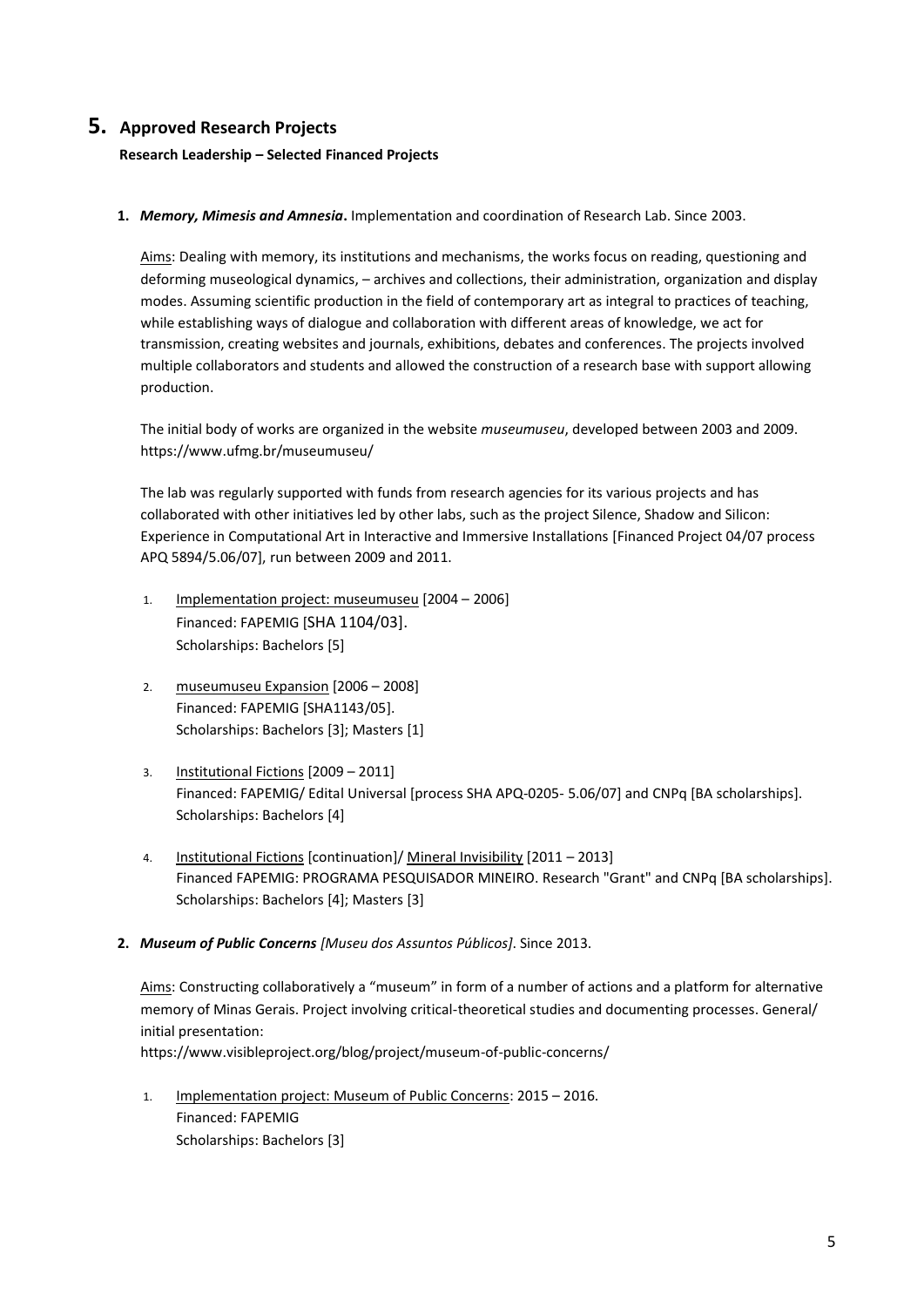# 5. Approved Research Projects

**Research Leadership – Selected Financed Projects**

**1.** ***Memory, Mimesis and Amnesia*****.** Implementation and coordination of Research Lab. Since 2003.

Aims: Dealing with memory, its institutions and mechanisms, the works focus on reading, questioning and deforming museological dynamics, – archives and collections, their administration, organization and display modes. Assuming scientific production in the field of contemporary art as integral to practices of teaching, while establishing ways of dialogue and collaboration with different areas of knowledge, we act for transmission, creating websites and journals, exhibitions, debates and conferences. The projects involved multiple collaborators and students and allowed the construction of a research base with support allowing production.

The initial body of works are organized in the website *museumuseu*, developed between 2003 and 2009. https://www.ufmg.br/museumuseu/

The lab was regularly supported with funds from research agencies for its various projects and has collaborated with other initiatives led by other labs, such as the project Silence, Shadow and Silicon: Experience in Computational Art in Interactive and Immersive Installations [Financed Project 04/07 process APQ 5894/5.06/07], run between 2009 and 2011.

1. Implementation project: museumuseu [2004 – 2006]
   Financed: FAPEMIG [SHA 1104/03].
   Scholarships: Bachelors [5]

2. museumuseu Expansion [2006 – 2008]
   Financed: FAPEMIG [SHA1143/05].
   Scholarships: Bachelors [3]; Masters [1]

3. Institutional Fictions [2009 – 2011]
   Financed: FAPEMIG/ Edital Universal [process SHA APQ-0205- 5.06/07] and CNPq [BA scholarships].
   Scholarships: Bachelors [4]

4. Institutional Fictions [continuation]/ Mineral Invisibility [2011 – 2013]
   Financed FAPEMIG: PROGRAMA PESQUISADOR MINEIRO. Research "Grant" and CNPq [BA scholarships].
   Scholarships: Bachelors [4]; Masters [3]

**2.** ***Museum of Public Concerns [Museu dos Assuntos Públicos]***. Since 2013.

Aims: Constructing collaboratively a "museum" in form of a number of actions and a platform for alternative memory of Minas Gerais. Project involving critical-theoretical studies and documenting processes. General/ initial presentation:
https://www.visibleproject.org/blog/project/museum-of-public-concerns/

1. Implementation project: Museum of Public Concerns: 2015 – 2016.
   Financed: FAPEMIG
   Scholarships: Bachelors [3]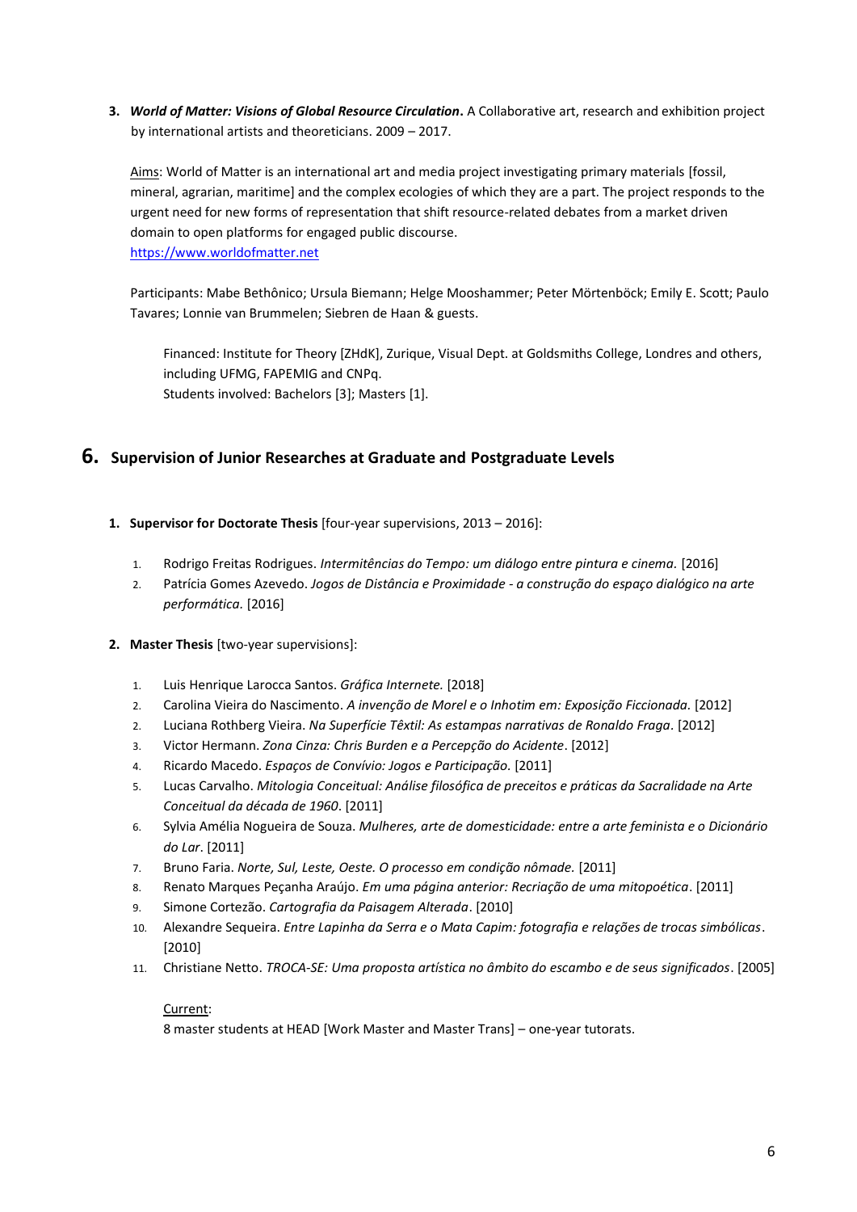**3. *World of Matter: Visions of Global Resource Circulation*.** A Collaborative art, research and exhibition project by international artists and theoreticians. 2009 – 2017.

Aims: World of Matter is an international art and media project investigating primary materials [fossil, mineral, agrarian, maritime] and the complex ecologies of which they are a part. The project responds to the urgent need for new forms of representation that shift resource-related debates from a market driven domain to open platforms for engaged public discourse.
https://www.worldofmatter.net

Participants: Mabe Bethônico; Ursula Biemann; Helge Mooshammer; Peter Mörtenböck; Emily E. Scott; Paulo Tavares; Lonnie van Brummelen; Siebren de Haan & guests.

Financed: Institute for Theory [ZHdK], Zurique, Visual Dept. at Goldsmiths College, Londres and others, including UFMG, FAPEMIG and CNPq.
Students involved: Bachelors [3]; Masters [1].

## 6. Supervision of Junior Researches at Graduate and Postgraduate Levels

**1. Supervisor for Doctorate Thesis** [four-year supervisions, 2013 – 2016]:

1. Rodrigo Freitas Rodrigues. *Intermitências do Tempo: um diálogo entre pintura e cinema.* [2016]
2. Patrícia Gomes Azevedo. *Jogos de Distância e Proximidade - a construção do espaço dialógico na arte performática.* [2016]

**2. Master Thesis** [two-year supervisions]:

1. Luis Henrique Larocca Santos. *Gráfica Internete.* [2018]
2. Carolina Vieira do Nascimento. *A invenção de Morel e o Inhotim em: Exposição Ficcionada.* [2012]
2. Luciana Rothberg Vieira. *Na Superfície Têxtil: As estampas narrativas de Ronaldo Fraga*. [2012]
3. Victor Hermann. *Zona Cinza: Chris Burden e a Percepção do Acidente*. [2012]
4. Ricardo Macedo. *Espaços de Convívio: Jogos e Participação.* [2011]
5. Lucas Carvalho. *Mitologia Conceitual: Análise filosófica de preceitos e práticas da Sacralidade na Arte Conceitual da década de 1960*. [2011]
6. Sylvia Amélia Nogueira de Souza. *Mulheres, arte de domesticidade: entre a arte feminista e o Dicionário do Lar*. [2011]
7. Bruno Faria. *Norte, Sul, Leste, Oeste. O processo em condição nômade.* [2011]
8. Renato Marques Peçanha Araújo. *Em uma página anterior: Recriação de uma mitopoética*. [2011]
9. Simone Cortezão. *Cartografia da Paisagem Alterada*. [2010]
10. Alexandre Sequeira. *Entre Lapinha da Serra e o Mata Capim: fotografia e relações de trocas simbólicas*. [2010]
11. Christiane Netto. *TROCA-SE: Uma proposta artística no âmbito do escambo e de seus significados*. [2005]

Current:
8 master students at HEAD [Work Master and Master Trans] – one-year tutorats.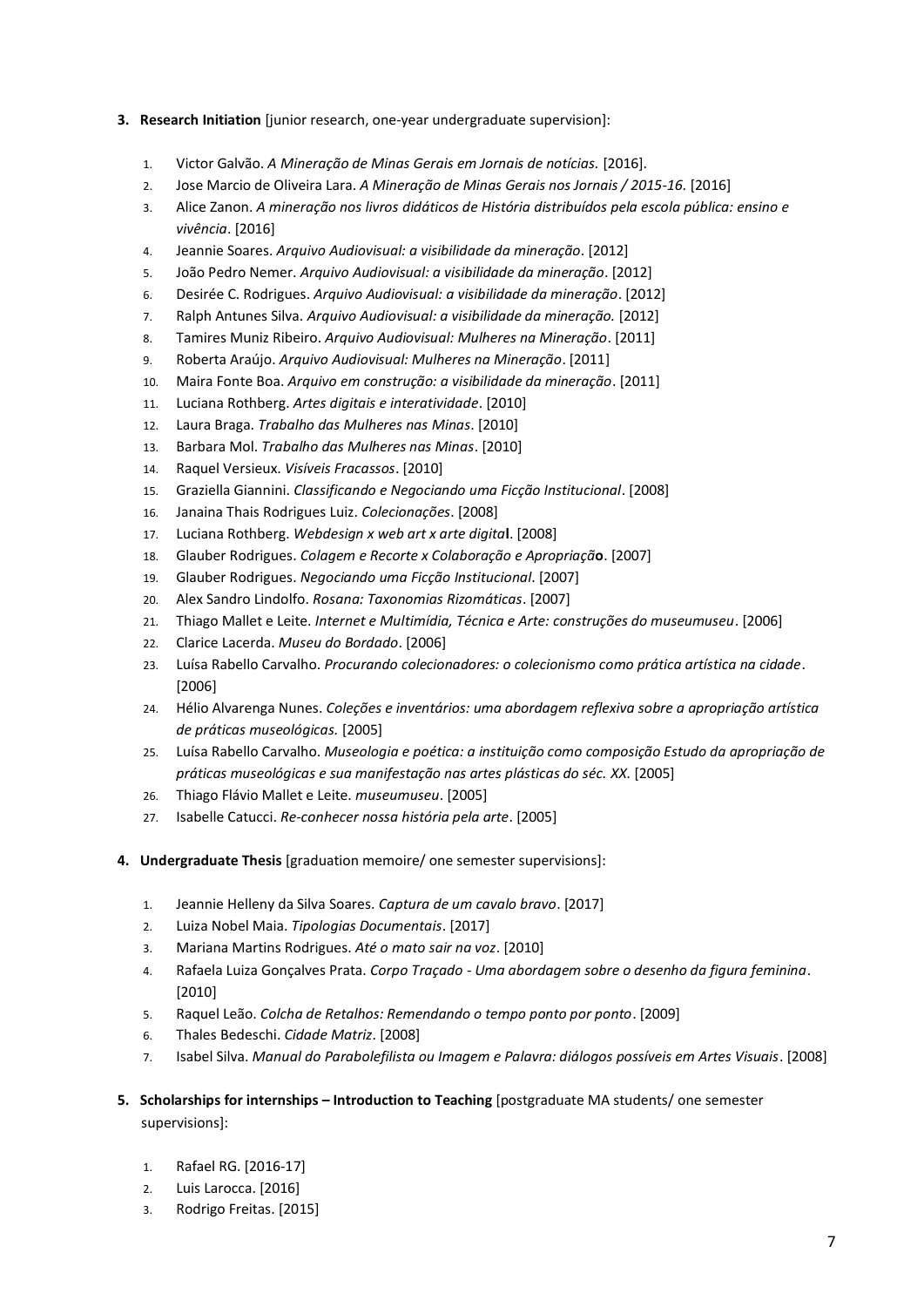3. **Research Initiation** [junior research, one-year undergraduate supervision]:

    1. Victor Galvão. *A Mineração de Minas Gerais em Jornais de notícias.* [2016].
    2. Jose Marcio de Oliveira Lara. *A Mineração de Minas Gerais nos Jornais / 2015-16.* [2016]
    3. Alice Zanon. *A mineração nos livros didáticos de História distribuídos pela escola pública: ensino e vivência*. [2016]
    4. Jeannie Soares. *Arquivo Audiovisual: a visibilidade da mineração*. [2012]
    5. João Pedro Nemer. *Arquivo Audiovisual: a visibilidade da mineração*. [2012]
    6. Desirée C. Rodrigues. *Arquivo Audiovisual: a visibilidade da mineração*. [2012]
    7. Ralph Antunes Silva. *Arquivo Audiovisual: a visibilidade da mineração.* [2012]
    8. Tamires Muniz Ribeiro. *Arquivo Audiovisual: Mulheres na Mineração*. [2011]
    9. Roberta Araújo. *Arquivo Audiovisual: Mulheres na Mineração*. [2011]
    10. Maira Fonte Boa. *Arquivo em construção: a visibilidade da mineração*. [2011]
    11. Luciana Rothberg. *Artes digitais e interatividade*. [2010]
    12. Laura Braga. *Trabalho das Mulheres nas Minas*. [2010]
    13. Barbara Mol. *Trabalho das Mulheres nas Minas*. [2010]
    14. Raquel Versieux. *Visíveis Fracassos*. [2010]
    15. Graziella Giannini. *Classificando e Negociando uma Ficção Institucional*. [2008]
    16. Janaina Thais Rodrigues Luiz. *Colecionações*. [2008]
    17. Luciana Rothberg. *Webdesign x web art x arte digital*. [2008]
    18. Glauber Rodrigues. *Colagem e Recorte x Colaboração e Apropriação*. [2007]
    19. Glauber Rodrigues. *Negociando uma Ficção Institucional*. [2007]
    20. Alex Sandro Lindolfo. *Rosana: Taxonomias Rizomáticas*. [2007]
    21. Thiago Mallet e Leite. *Internet e Multimídia, Técnica e Arte: construções do museumuseu*. [2006]
    22. Clarice Lacerda. *Museu do Bordado*. [2006]
    23. Luísa Rabello Carvalho. *Procurando colecionadores: o colecionismo como prática artística na cidade*. [2006]
    24. Hélio Alvarenga Nunes. *Coleções e inventários: uma abordagem reflexiva sobre a apropriação artística de práticas museológicas.* [2005]
    25. Luísa Rabello Carvalho. *Museologia e poética: a instituição como composição Estudo da apropriação de práticas museológicas e sua manifestação nas artes plásticas do séc. XX.* [2005]
    26. Thiago Flávio Mallet e Leite. *museumuseu*. [2005]
    27. Isabelle Catucci. *Re-conhecer nossa história pela arte*. [2005]

4. **Undergraduate Thesis** [graduation memoire/ one semester supervisions]:

    1. Jeannie Helleny da Silva Soares. *Captura de um cavalo bravo*. [2017]
    2. Luiza Nobel Maia. *Tipologias Documentais*. [2017]
    3. Mariana Martins Rodrigues. *Até o mato sair na voz*. [2010]
    4. Rafaela Luiza Gonçalves Prata. *Corpo Traçado - Uma abordagem sobre o desenho da figura feminina*. [2010]
    5. Raquel Leão. *Colcha de Retalhos: Remendando o tempo ponto por ponto*. [2009]
    6. Thales Bedeschi. *Cidade Matriz*. [2008]
    7. Isabel Silva. *Manual do Parabolefilista ou Imagem e Palavra: diálogos possíveis em Artes Visuais*. [2008]

5. **Scholarships for internships – Introduction to Teaching** [postgraduate MA students/ one semester supervisions]:

    1. Rafael RG. [2016-17]
    2. Luis Larocca. [2016]
    3. Rodrigo Freitas. [2015]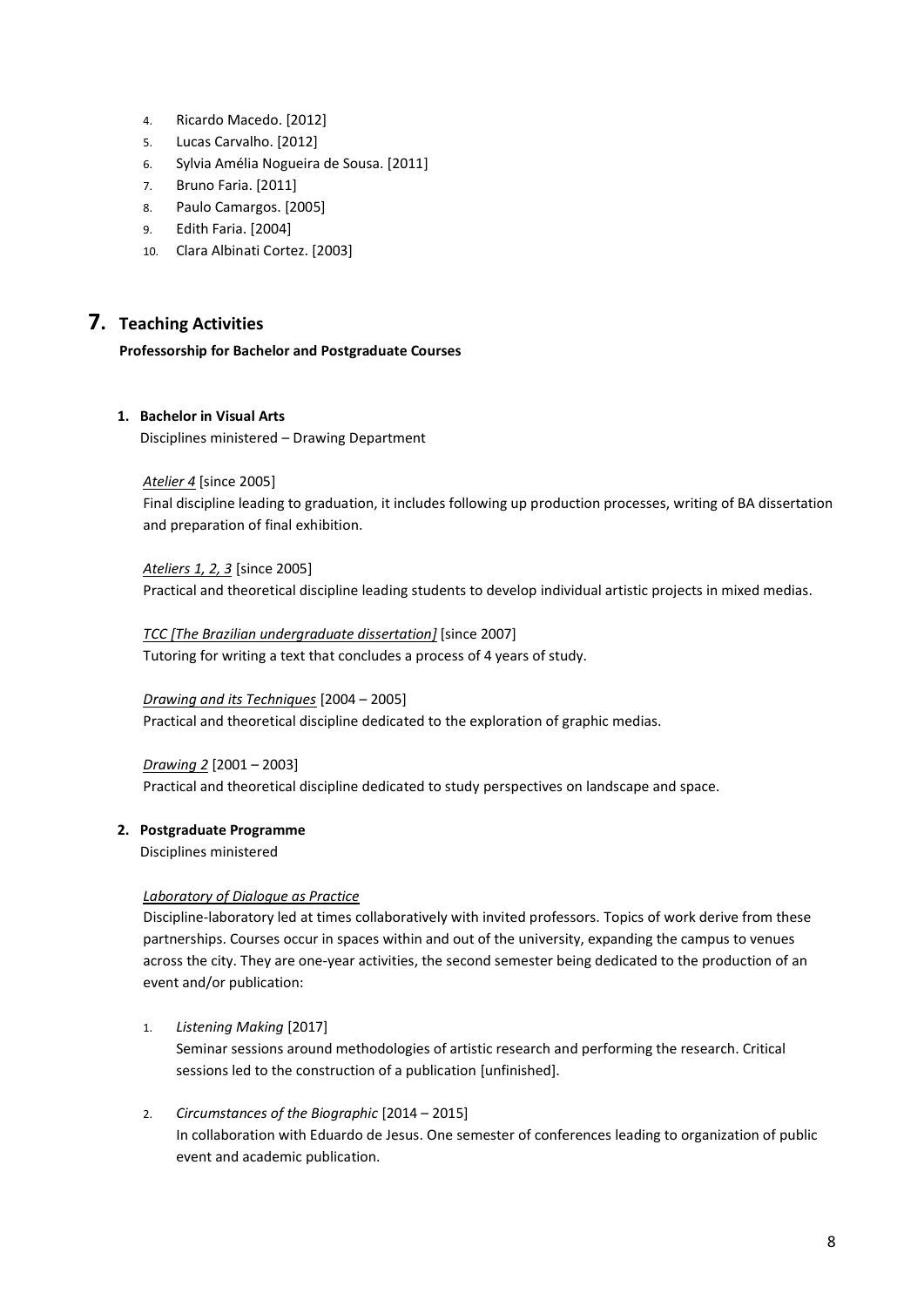4. Ricardo Macedo. [2012]
5. Lucas Carvalho. [2012]
6. Sylvia Amélia Nogueira de Sousa. [2011]
7. Bruno Faria. [2011]
8. Paulo Camargos. [2005]
9. Edith Faria. [2004]
10. Clara Albinati Cortez. [2003]

## 7. Teaching Activities

**Professorship for Bachelor and Postgraduate Courses**

**1. Bachelor in Visual Arts**

Disciplines ministered – Drawing Department

*Atelier 4* [since 2005]
Final discipline leading to graduation, it includes following up production processes, writing of BA dissertation and preparation of final exhibition.

*Ateliers 1, 2, 3* [since 2005]
Practical and theoretical discipline leading students to develop individual artistic projects in mixed medias.

*TCC [The Brazilian undergraduate dissertation]* [since 2007]
Tutoring for writing a text that concludes a process of 4 years of study.

*Drawing and its Techniques* [2004 – 2005]
Practical and theoretical discipline dedicated to the exploration of graphic medias.

*Drawing 2* [2001 – 2003]
Practical and theoretical discipline dedicated to study perspectives on landscape and space.

**2. Postgraduate Programme**

Disciplines ministered

*Laboratory of Dialogue as Practice*
Discipline-laboratory led at times collaboratively with invited professors. Topics of work derive from these partnerships. Courses occur in spaces within and out of the university, expanding the campus to venues across the city. They are one-year activities, the second semester being dedicated to the production of an event and/or publication:

1. *Listening Making* [2017]
   Seminar sessions around methodologies of artistic research and performing the research. Critical sessions led to the construction of a publication [unfinished].

2. *Circumstances of the Biographic* [2014 – 2015]
   In collaboration with Eduardo de Jesus. One semester of conferences leading to organization of public event and academic publication.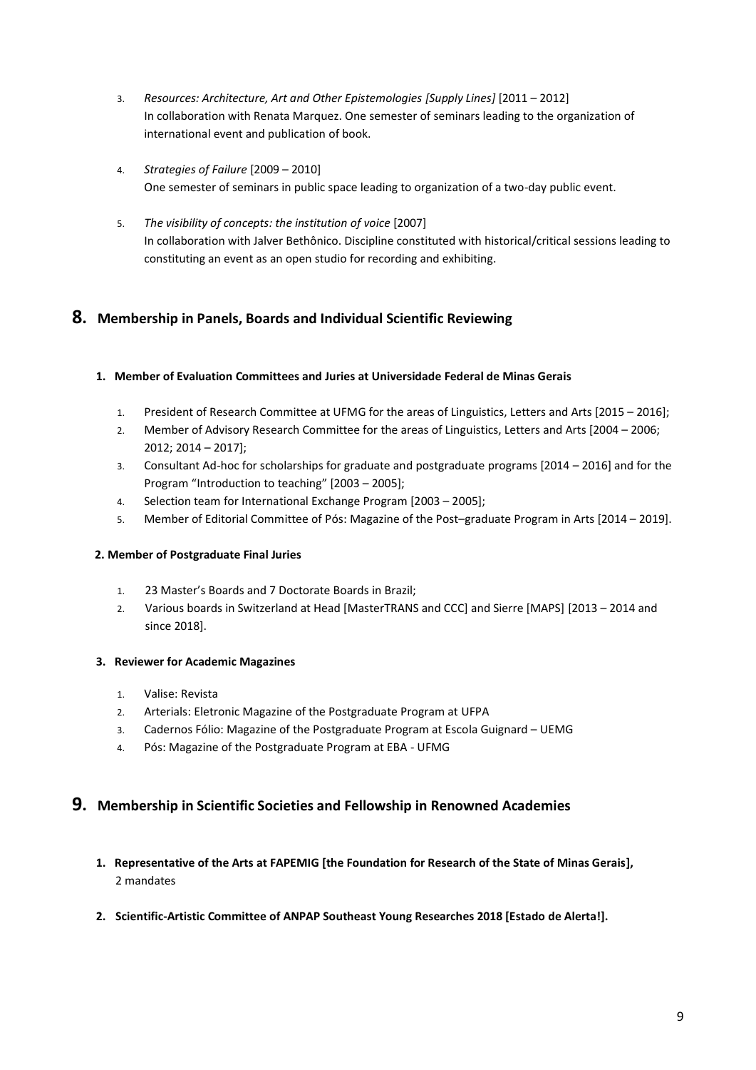3. *Resources: Architecture, Art and Other Epistemologies [Supply Lines]* [2011 – 2012]
   In collaboration with Renata Marquez. One semester of seminars leading to the organization of international event and publication of book.

4. *Strategies of Failure* [2009 – 2010]
   One semester of seminars in public space leading to organization of a two-day public event.

5. *The visibility of concepts: the institution of voice* [2007]
   In collaboration with Jalver Bethônico. Discipline constituted with historical/critical sessions leading to constituting an event as an open studio for recording and exhibiting.

## 8. Membership in Panels, Boards and Individual Scientific Reviewing

### 1. Member of Evaluation Committees and Juries at Universidade Federal de Minas Gerais

1. President of Research Committee at UFMG for the areas of Linguistics, Letters and Arts [2015 – 2016];
2. Member of Advisory Research Committee for the areas of Linguistics, Letters and Arts [2004 – 2006; 2012; 2014 – 2017];
3. Consultant Ad-hoc for scholarships for graduate and postgraduate programs [2014 – 2016] and for the Program "Introduction to teaching" [2003 – 2005];
4. Selection team for International Exchange Program [2003 – 2005];
5. Member of Editorial Committee of Pós: Magazine of the Post–graduate Program in Arts [2014 – 2019].

### 2. Member of Postgraduate Final Juries

1. 23 Master's Boards and 7 Doctorate Boards in Brazil;
2. Various boards in Switzerland at Head [MasterTRANS and CCC] and Sierre [MAPS] [2013 – 2014 and since 2018].

### 3. Reviewer for Academic Magazines

1. Valise: Revista
2. Arterials: Eletronic Magazine of the Postgraduate Program at UFPA
3. Cadernos Fólio: Magazine of the Postgraduate Program at Escola Guignard – UEMG
4. Pós: Magazine of the Postgraduate Program at EBA - UFMG

## 9. Membership in Scientific Societies and Fellowship in Renowned Academies

1. **Representative of the Arts at FAPEMIG [the Foundation for Research of the State of Minas Gerais],** 2 mandates

2. **Scientific-Artistic Committee of ANPAP Southeast Young Researches 2018 [Estado de Alerta!].**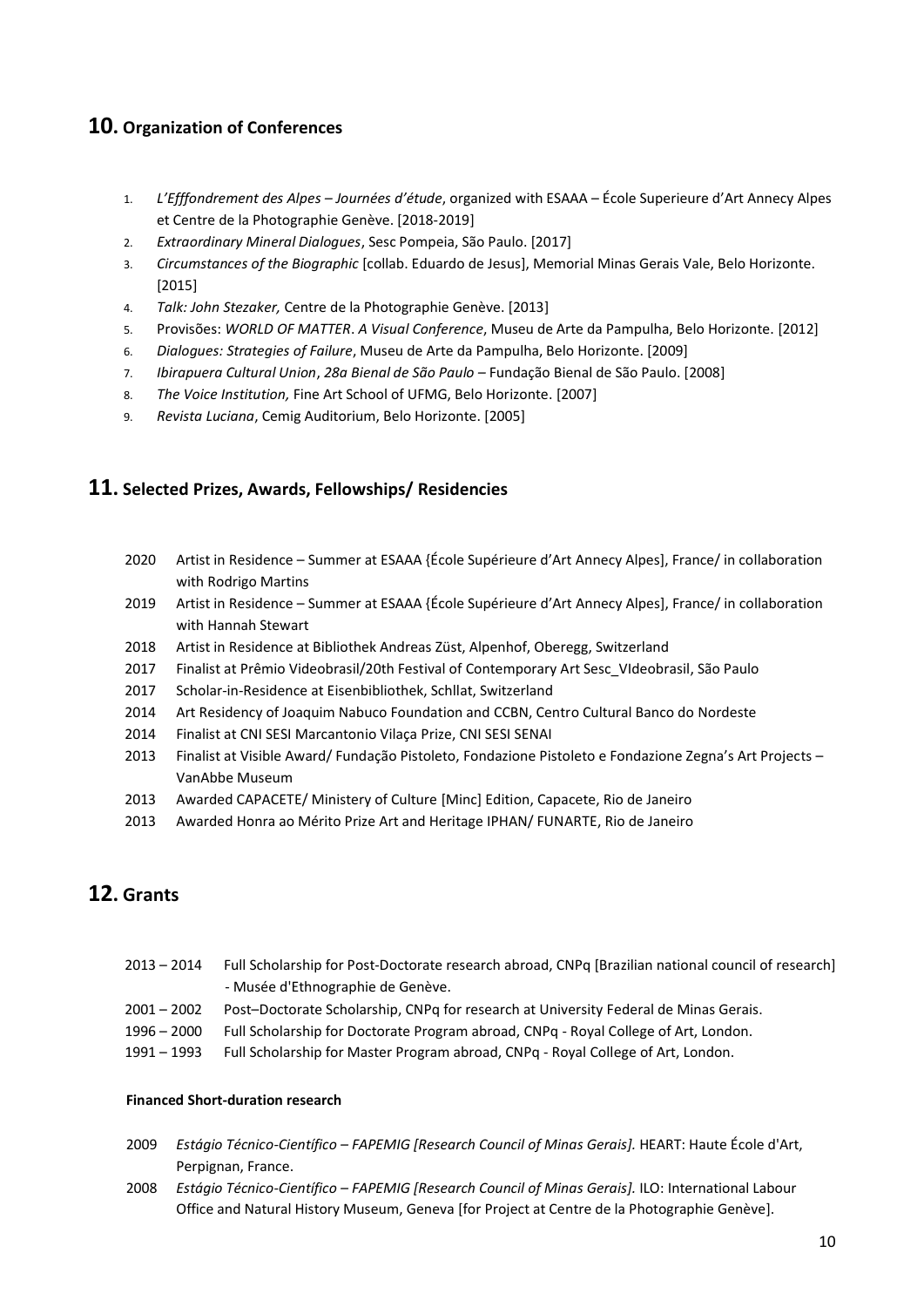## 10. Organization of Conferences

1. *L'Efffondrement des Alpes – Journées d'étude*, organized with ESAAA – École Superieure d'Art Annecy Alpes et Centre de la Photographie Genève. [2018-2019]
2. *Extraordinary Mineral Dialogues*, Sesc Pompeia, São Paulo. [2017]
3. *Circumstances of the Biographic* [collab. Eduardo de Jesus], Memorial Minas Gerais Vale, Belo Horizonte. [2015]
4. *Talk: John Stezaker,* Centre de la Photographie Genève. [2013]
5. Provisões: *WORLD OF MATTER*. *A Visual Conference*, Museu de Arte da Pampulha, Belo Horizonte. [2012]
6. *Dialogues: Strategies of Failure*, Museu de Arte da Pampulha, Belo Horizonte. [2009]
7. *Ibirapuera Cultural Union*, *28a Bienal de São Paulo* – Fundação Bienal de São Paulo. [2008]
8. *The Voice Institution,* Fine Art School of UFMG, Belo Horizonte. [2007]
9. *Revista Luciana*, Cemig Auditorium, Belo Horizonte. [2005]

## 11. Selected Prizes, Awards, Fellowships/ Residencies

2020 Artist in Residence – Summer at ESAAA {École Supérieure d'Art Annecy Alpes], France/ in collaboration with Rodrigo Martins

2019 Artist in Residence – Summer at ESAAA {École Supérieure d'Art Annecy Alpes], France/ in collaboration with Hannah Stewart

2018 Artist in Residence at Bibliothek Andreas Züst, Alpenhof, Oberegg, Switzerland

2017 Finalist at Prêmio Videobrasil/20th Festival of Contemporary Art Sesc_VIdeobrasil, São Paulo

2017 Scholar-in-Residence at Eisenbibliothek, Schllat, Switzerland

2014 Art Residency of Joaquim Nabuco Foundation and CCBN, Centro Cultural Banco do Nordeste

2014 Finalist at CNI SESI Marcantonio Vilaça Prize, CNI SESI SENAI

2013 Finalist at Visible Award/ Fundação Pistoleto, Fondazione Pistoleto e Fondazione Zegna's Art Projects – VanAbbe Museum

2013 Awarded CAPACETE/ Ministery of Culture [Minc] Edition, Capacete, Rio de Janeiro

2013 Awarded Honra ao Mérito Prize Art and Heritage IPHAN/ FUNARTE, Rio de Janeiro

## 12. Grants

2013 – 2014 Full Scholarship for Post-Doctorate research abroad, CNPq [Brazilian national council of research] - Musée d'Ethnographie de Genève.

2001 – 2002 Post–Doctorate Scholarship, CNPq for research at University Federal de Minas Gerais.

1996 – 2000 Full Scholarship for Doctorate Program abroad, CNPq - Royal College of Art, London.

1991 – 1993 Full Scholarship for Master Program abroad, CNPq - Royal College of Art, London.

**Financed Short-duration research**

2009 *Estágio Técnico-Científico – FAPEMIG [Research Council of Minas Gerais].* HEART: Haute École d'Art, Perpignan, France.

2008 *Estágio Técnico-Científico – FAPEMIG [Research Council of Minas Gerais].* ILO: International Labour Office and Natural History Museum, Geneva [for Project at Centre de la Photographie Genève].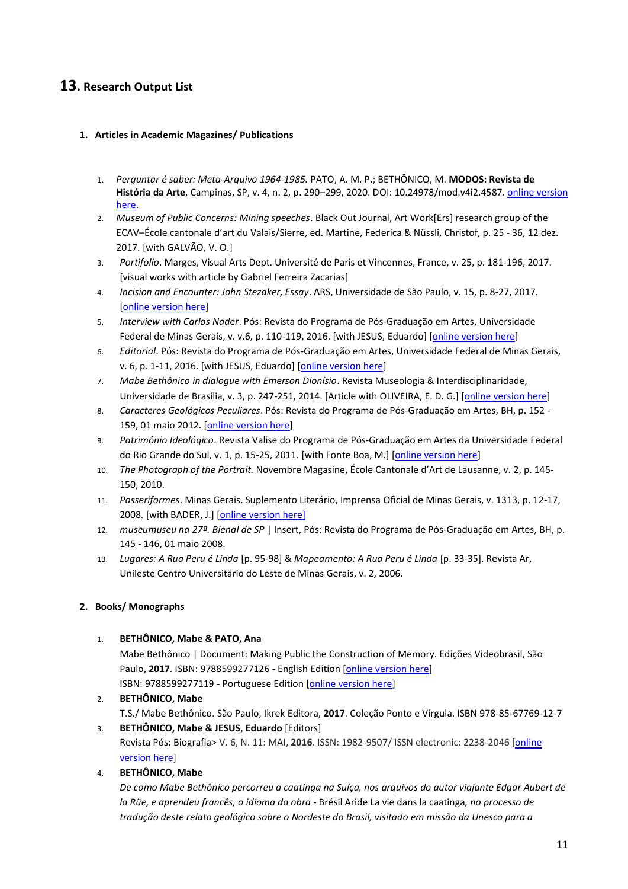## **13.** Research Output List

### 1. Articles in Academic Magazines/ Publications

1. *Perguntar é saber: Meta-Arquivo 1964-1985.* PATO, A. M. P.; BETHÔNICO, M. **MODOS: Revista de História da Arte**, Campinas, SP, v. 4, n. 2, p. 290–299, 2020. DOI: 10.24978/mod.v4i2.4587. online version here.
2. *Museum of Public Concerns: Mining speeches*. Black Out Journal, Art Work[Ers] research group of the ECAV–École cantonale d'art du Valais/Sierre, ed. Martine, Federica & Nüssli, Christof, p. 25 - 36, 12 dez. 2017. [with GALVÃO, V. O.]
3. *Portifolio*. Marges, Visual Arts Dept. Université de Paris et Vincennes, France, v. 25, p. 181-196, 2017. [visual works with article by Gabriel Ferreira Zacarias]
4. *Incision and Encounter: John Stezaker, Essay*. ARS, Universidade de São Paulo, v. 15, p. 8-27, 2017. [online version here]
5. *Interview with Carlos Nader*. Pós: Revista do Programa de Pós-Graduação em Artes, Universidade Federal de Minas Gerais, v. v.6, p. 110-119, 2016. [with JESUS, Eduardo] [online version here]
6. *Editorial*. Pós: Revista do Programa de Pós-Graduação em Artes, Universidade Federal de Minas Gerais, v. 6, p. 1-11, 2016. [with JESUS, Eduardo] [online version here]
7. *Mabe Bethônico in dialogue with Emerson Dionísio*. Revista Museologia & Interdisciplinaridade, Universidade de Brasília, v. 3, p. 247-251, 2014. [Article with OLIVEIRA, E. D. G.] [online version here]
8. *Caracteres Geológicos Peculiares*. Pós: Revista do Programa de Pós-Graduação em Artes, BH, p. 152 - 159, 01 maio 2012. [online version here]
9. *Patrimônio Ideológico*. Revista Valise do Programa de Pós-Graduação em Artes da Universidade Federal do Rio Grande do Sul, v. 1, p. 15-25, 2011. [with Fonte Boa, M.] [online version here]
10. *The Photograph of the Portrait.* Novembre Magazine, École Cantonale d'Art de Lausanne, v. 2, p. 145-150, 2010.
11. *Passeriformes*. Minas Gerais. Suplemento Literário, Imprensa Oficial de Minas Gerais, v. 1313, p. 12-17, 2008. [with BADER, J.] [online version here]
12. *museumuseu na 27ª. Bienal de SP* | Insert, Pós: Revista do Programa de Pós-Graduação em Artes, BH, p. 145 - 146, 01 maio 2008.
13. *Lugares: A Rua Peru é Linda* [p. 95-98] & *Mapeamento: A Rua Peru é Linda* [p. 33-35]. Revista Ar, Unileste Centro Universitário do Leste de Minas Gerais, v. 2, 2006.

### 2. Books/ Monographs

1. **BETHÔNICO, Mabe & PATO, Ana**
   Mabe Bethônico | Document: Making Public the Construction of Memory. Edições Videobrasil, São Paulo, **2017**. ISBN: 9788599277126 - English Edition [online version here]
   ISBN: 9788599277119 - Portuguese Edition [online version here]
2. **BETHÔNICO, Mabe**
   T.S./ Mabe Bethônico. São Paulo, Ikrek Editora, **2017**. Coleção Ponto e Vírgula. ISBN 978-85-67769-12-7
3. **BETHÔNICO, Mabe & JESUS**, **Eduardo** [Editors]
   Revista Pós: Biografia> V. 6, N. 11: MAI, **2016**. ISSN: 1982-9507/ ISSN electronic: 2238-2046 [online version here]
4. **BETHÔNICO, Mabe**
   *De como Mabe Bethônico percorreu a caatinga na Suíça, nos arquivos do autor viajante Edgar Aubert de la Rüe, e aprendeu francês, o idioma da obra* - Brésil Aride La vie dans la caatinga*, no processo de tradução deste relato geológico sobre o Nordeste do Brasil, visitado em missão da Unesco para a*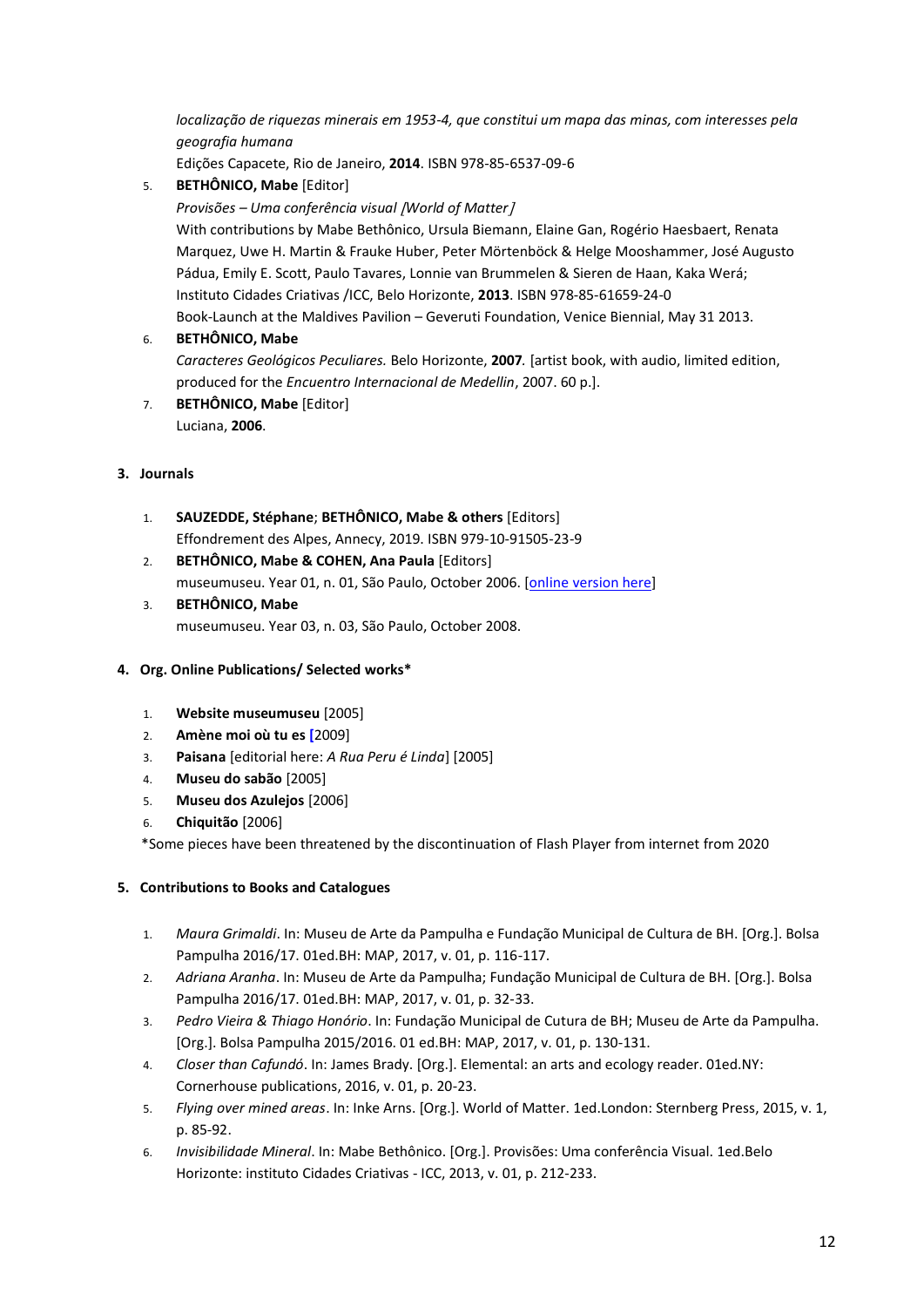*localização de riquezas minerais em 1953-4, que constitui um mapa das minas, com interesses pela geografia humana*
Edições Capacete, Rio de Janeiro, **2014**. ISBN 978-85-6537-09-6

5. **BETHÔNICO, Mabe** [Editor]
   *Provisões – Uma conferência visual [World of Matter]*
   With contributions by Mabe Bethônico, Ursula Biemann, Elaine Gan, Rogério Haesbaert, Renata Marquez, Uwe H. Martin & Frauke Huber, Peter Mörtenböck & Helge Mooshammer, José Augusto Pádua, Emily E. Scott, Paulo Tavares, Lonnie van Brummelen & Sieren de Haan, Kaka Werá; Instituto Cidades Criativas /ICC, Belo Horizonte, **2013**. ISBN 978-85-61659-24-0
   Book-Launch at the Maldives Pavilion – Geveruti Foundation, Venice Biennial, May 31 2013.
6. **BETHÔNICO, Mabe**
   *Caracteres Geológicos Peculiares.* Belo Horizonte, **2007**. [artist book, with audio, limited edition, produced for the *Encuentro Internacional de Medellin*, 2007. 60 p.].
7. **BETHÔNICO, Mabe** [Editor]
   Luciana, **2006**.

**3. Journals**

1. **SAUZEDDE, Stéphane**; **BETHÔNICO, Mabe & others** [Editors]
   Effondrement des Alpes, Annecy, 2019. ISBN 979-10-91505-23-9
2. **BETHÔNICO, Mabe & COHEN, Ana Paula** [Editors]
   museumuseu. Year 01, n. 01, São Paulo, October 2006. [online version here]
3. **BETHÔNICO, Mabe**
   museumuseu. Year 03, n. 03, São Paulo, October 2008.

**4. Org. Online Publications/ Selected works***

1. **Website museumuseu** [2005]
2. **Amène moi où tu es [**2009]
3. **Paisana** [editorial here: *A Rua Peru é Linda*] [2005]
4. **Museu do sabão** [2005]
5. **Museu dos Azulejos** [2006]
6. **Chiquitão** [2006]

*Some pieces have been threatened by the discontinuation of Flash Player from internet from 2020

**5. Contributions to Books and Catalogues**

1. *Maura Grimaldi*. In: Museu de Arte da Pampulha e Fundação Municipal de Cultura de BH. [Org.]. Bolsa Pampulha 2016/17. 01ed.BH: MAP, 2017, v. 01, p. 116-117.
2. *Adriana Aranha*. In: Museu de Arte da Pampulha; Fundação Municipal de Cultura de BH. [Org.]. Bolsa Pampulha 2016/17. 01ed.BH: MAP, 2017, v. 01, p. 32-33.
3. *Pedro Vieira & Thiago Honório*. In: Fundação Municipal de Cutura de BH; Museu de Arte da Pampulha. [Org.]. Bolsa Pampulha 2015/2016. 01 ed.BH: MAP, 2017, v. 01, p. 130-131.
4. *Closer than Cafundó*. In: James Brady. [Org.]. Elemental: an arts and ecology reader. 01ed.NY: Cornerhouse publications, 2016, v. 01, p. 20-23.
5. *Flying over mined areas*. In: Inke Arns. [Org.]. World of Matter. 1ed.London: Sternberg Press, 2015, v. 1, p. 85-92.
6. *Invisibilidade Mineral*. In: Mabe Bethônico. [Org.]. Provisões: Uma conferência Visual. 1ed.Belo Horizonte: instituto Cidades Criativas - ICC, 2013, v. 01, p. 212-233.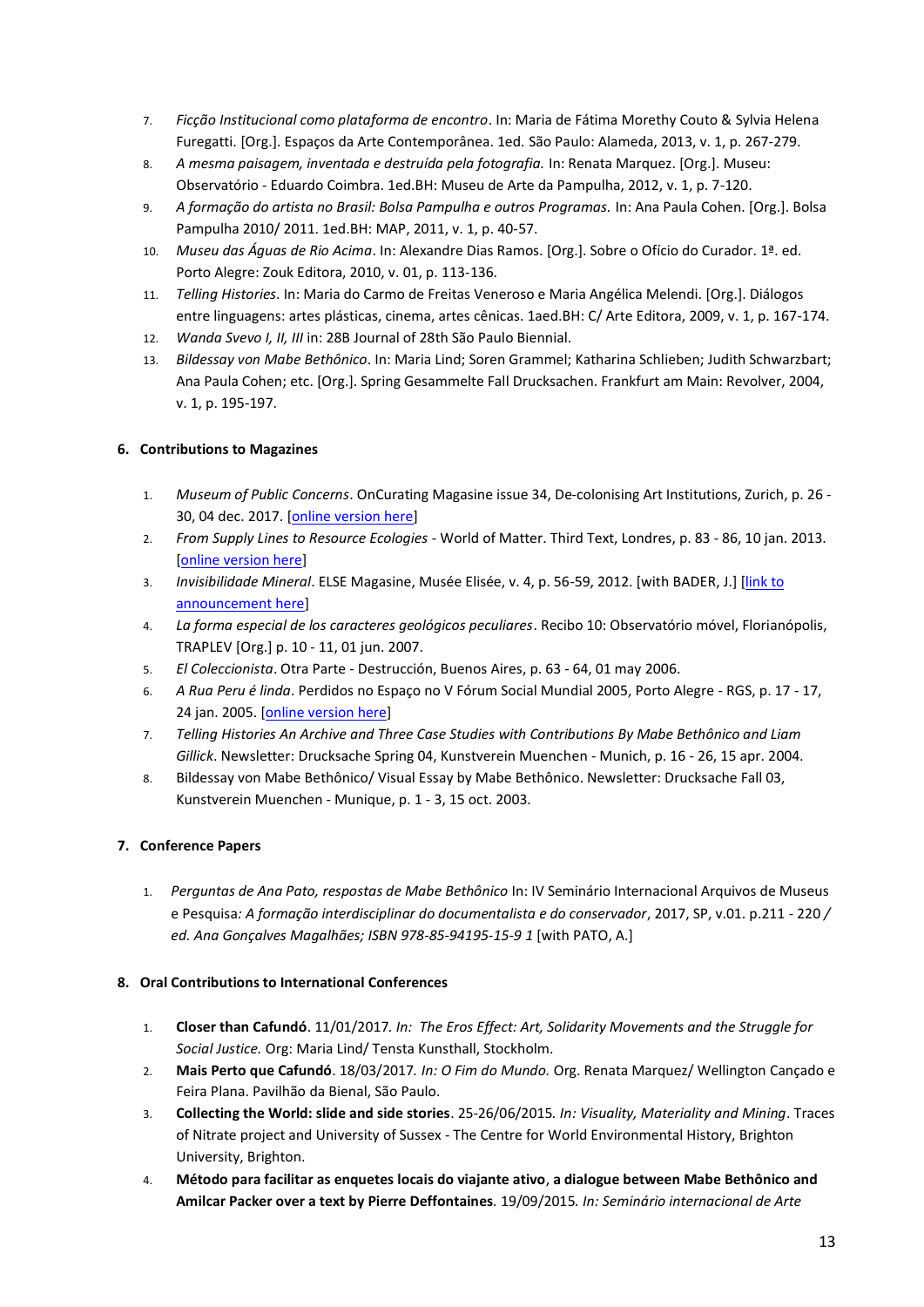7. *Ficção Institucional como plataforma de encontro*. In: Maria de Fátima Morethy Couto & Sylvia Helena Furegatti. [Org.]. Espaços da Arte Contemporânea. 1ed. São Paulo: Alameda, 2013, v. 1, p. 267-279.
8. *A mesma paisagem, inventada e destruída pela fotografia.* In: Renata Marquez. [Org.]. Museu: Observatório - Eduardo Coimbra. 1ed.BH: Museu de Arte da Pampulha, 2012, v. 1, p. 7-120.
9. *A formação do artista no Brasil: Bolsa Pampulha e outros Programas.* In: Ana Paula Cohen. [Org.]. Bolsa Pampulha 2010/ 2011. 1ed.BH: MAP, 2011, v. 1, p. 40-57.
10. *Museu das Águas de Rio Acima*. In: Alexandre Dias Ramos. [Org.]. Sobre o Ofício do Curador. 1ª. ed. Porto Alegre: Zouk Editora, 2010, v. 01, p. 113-136.
11. *Telling Histories*. In: Maria do Carmo de Freitas Veneroso e Maria Angélica Melendi. [Org.]. Diálogos entre linguagens: artes plásticas, cinema, artes cênicas. 1aed.BH: C/ Arte Editora, 2009, v. 1, p. 167-174.
12. *Wanda Svevo I, II, III* in: 28B Journal of 28th São Paulo Biennial.
13. *Bildessay von Mabe Bethônico*. In: Maria Lind; Soren Grammel; Katharina Schlieben; Judith Schwarzbart; Ana Paula Cohen; etc. [Org.]. Spring Gesammelte Fall Drucksachen. Frankfurt am Main: Revolver, 2004, v. 1, p. 195-197.

## 6. Contributions to Magazines

1. *Museum of Public Concerns*. OnCurating Magazine issue 34, De-colonising Art Institutions, Zurich, p. 26 - 30, 04 dec. 2017. [online version here]
2. *From Supply Lines to Resource Ecologies* - World of Matter. Third Text, Londres, p. 83 - 86, 10 jan. 2013. [online version here]
3. *Invisibilidade Mineral*. ELSE Magasine, Musée Elisée, v. 4, p. 56-59, 2012. [with BADER, J.] [link to announcement here]
4. *La forma especial de los caracteres geológicos peculiares*. Recibo 10: Observatório móvel, Florianópolis, TRAPLEV [Org.] p. 10 - 11, 01 jun. 2007.
5. *El Coleccionista*. Otra Parte - Destrucción, Buenos Aires, p. 63 - 64, 01 may 2006.
6. *A Rua Peru é linda*. Perdidos no Espaço no V Fórum Social Mundial 2005, Porto Alegre - RGS, p. 17 - 17, 24 jan. 2005. [online version here]
7. *Telling Histories An Archive and Three Case Studies with Contributions By Mabe Bethônico and Liam Gillick*. Newsletter: Drucksache Spring 04, Kunstverein Muenchen - Munich, p. 16 - 26, 15 apr. 2004.
8. Bildessay von Mabe Bethônico/ Visual Essay by Mabe Bethônico. Newsletter: Drucksache Fall 03, Kunstverein Muenchen - Munique, p. 1 - 3, 15 oct. 2003.

## 7. Conference Papers

1. *Perguntas de Ana Pato, respostas de Mabe Bethônico* In: IV Seminário Internacional Arquivos de Museus e Pesquisa*: A formação interdisciplinar do documentalista e do conservador*, 2017, SP, v.01. p.211 - 220 */ ed. Ana Gonçalves Magalhães; ISBN 978-85-94195-15-9 1* [with PATO, A.]

## 8. Oral Contributions to International Conferences

1. **Closer than Cafundó**. 11/01/2017*. In: The Eros Effect: Art, Solidarity Movements and the Struggle for Social Justice.* Org: Maria Lind/ Tensta Kunsthall, Stockholm.
2. **Mais Perto que Cafundó**. 18/03/2017*. In: O Fim do Mundo.* Org. Renata Marquez/ Wellington Cançado e Feira Plana. Pavilhão da Bienal, São Paulo.
3. **Collecting the World: slide and side stories**. 25-26/06/2015*. In: Visuality, Materiality and Mining*. Traces of Nitrate project and University of Sussex - The Centre for World Environmental History, Brighton University, Brighton.
4. **Método para facilitar as enquetes locais do viajante ativo**, **a dialogue between Mabe Bethônico and Amilcar Packer over a text by Pierre Deffontaines***.* 19/09/2015*. In: Seminário internacional de Arte*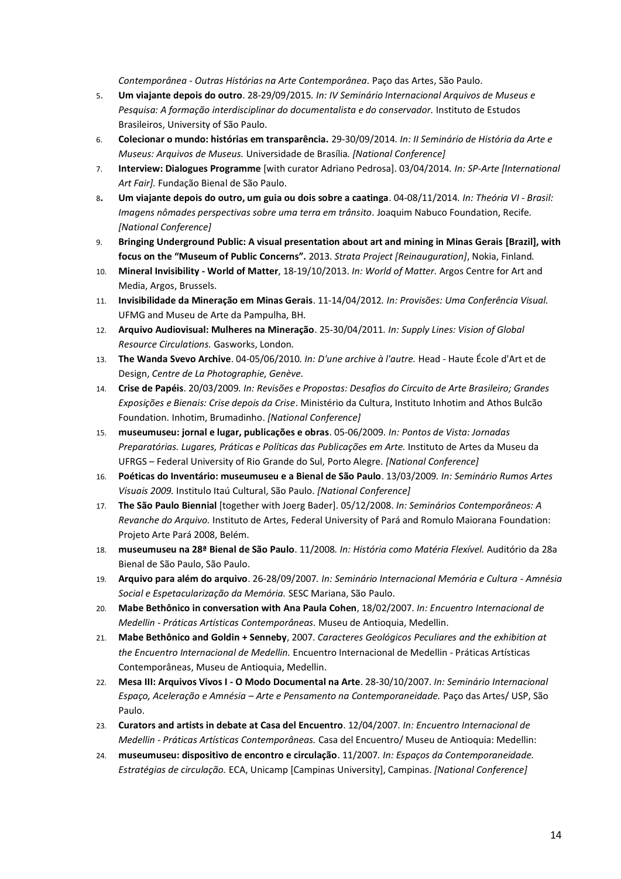*Contemporânea - Outras Histórias na Arte Contemporânea*. Paço das Artes, São Paulo.

5. **Um viajante depois do outro**. 28-29/09/2015*. In: IV Seminário Internacional Arquivos de Museus e Pesquisa: A formação interdisciplinar do documentalista e do conservador.* Instituto de Estudos Brasileiros, University of São Paulo.
6. **Colecionar o mundo: histórias em transparência.** 29-30/09/2014*. In: II Seminário de História da Arte e Museus: Arquivos de Museus.* Universidade de Brasília*. [National Conference]*
7. **Interview: Dialogues Programme** [with curator Adriano Pedrosa]. 03/04/2014*. In: SP-Arte [International Art Fair].* Fundação Bienal de São Paulo.
8. **Um viajante depois do outro, um guia ou dois sobre a caatinga**. 04-08/11/2014*. In: Theória VI - Brasil: Imagens nômades perspectivas sobre uma terra em trânsito*. Joaquim Nabuco Foundation, Recife*. [National Conference]*
9. **Bringing Underground Public: A visual presentation about art and mining in Minas Gerais [Brazil], with focus on the "Museum of Public Concerns".** 2013. *Strata Project [Reinauguration]*, Nokia, Finland*.*
10. **Mineral Invisibility - World of Matter**, 18-19/10/2013. *In: World of Matter.* Argos Centre for Art and Media, Argos, Brussels.
11. **Invisibilidade da Mineração em Minas Gerais**. 11-14/04/2012*. In: Provisões: Uma Conferência Visual.* UFMG and Museu de Arte da Pampulha, BH.
12. **Arquivo Audiovisual: Mulheres na Mineração**. 25-30/04/2011*. In: Supply Lines: Vision of Global Resource Circulations.* Gasworks, London*.*
13. **The Wanda Svevo Archive**. 04-05/06/2010*. In: D'une archive à l'autre.* Head - Haute École d'Art et de Design, *Centre de La Photographie, Genève.*
14. **Crise de Papéis**. 20/03/2009*. In: Revisões e Propostas: Desafios do Circuito de Arte Brasileiro; Grandes Exposições e Bienais: Crise depois da Crise*. Ministério da Cultura, Instituto Inhotim and Athos Bulcão Foundation. Inhotim, Brumadinho. *[National Conference]*
15. **museumuseu: jornal e lugar, publicações e obras**. 05-06/2009*. In: Pontos de Vista: Jornadas Preparatórias. Lugares, Práticas e Políticas das Publicações em Arte.* Instituto de Artes da Museu da UFRGS – Federal University of Rio Grande do Sul, Porto Alegre*. [National Conference]*
16. **Poéticas do Inventário: museumuseu e a Bienal de São Paulo**. 13/03/2009*. In: Seminário Rumos Artes Visuais 2009.* Institulo Itaú Cultural, São Paulo. *[National Conference]*
17. **The São Paulo Biennial** [together with Joerg Bader]. 05/12/2008. *In: Seminários Contemporâneos: A Revanche do Arquivo.* Instituto de Artes, Federal University of Pará and Romulo Maiorana Foundation: Projeto Arte Pará 2008, Belém.
18. **museumuseu na 28ª Bienal de São Paulo**. 11/2008*. In: História como Matéria Flexível.* Auditório da 28a Bienal de São Paulo, São Paulo.
19. **Arquivo para além do arquivo**. 26-28/09/2007*. In: Seminário Internacional Memória e Cultura - Amnésia Social e Espetacularização da Memória.* SESC Mariana, São Paulo.
20. **Mabe Bethônico in conversation with Ana Paula Cohen**, 18/02/2007. *In: Encuentro Internacional de Medellin - Práticas Artísticas Contemporâneas.* Museu de Antioquia, Medellin.
21. **Mabe Bethônico and Goldin + Senneby**, 2007. *Caracteres Geológicos Peculiares and the exhibition at the Encuentro Internacional de Medellin.* Encuentro Internacional de Medellin - Práticas Artísticas Contemporâneas, Museu de Antioquia, Medellin.
22. **Mesa III: Arquivos Vivos I - O Modo Documental na Arte**. 28-30/10/2007. *In: Seminário Internacional Espaço, Aceleração e Amnésia – Arte e Pensamento na Contemporaneidade.* Paço das Artes/ USP, São Paulo.
23. **Curators and artists in debate at Casa del Encuentro**. 12/04/2007*. In: Encuentro Internacional de Medellin - Práticas Artísticas Contemporâneas.* Casa del Encuentro/ Museu de Antioquia: Medellin:
24. **museumuseu: dispositivo de encontro e circulação**. 11/2007*. In: Espaços da Contemporaneidade. Estratégias de circulação.* ECA, Unicamp [Campinas University], Campinas. *[National Conference]*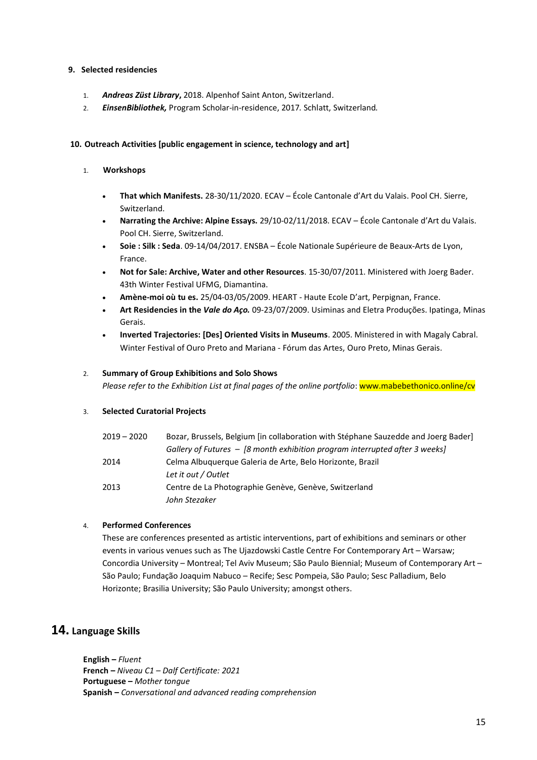### 9. Selected residencies

1. ***Andreas Züst Library*****,** 2018. Alpenhof Saint Anton, Switzerland.
2. ***EinsenBibliothek,*** Program Scholar-in-residence, 2017*.* Schlatt, Switzerland*.*

### 10. Outreach Activities [public engagement in science, technology and art]

1. **Workshops**

- **That which Manifests.** 28-30/11/2020. ECAV – École Cantonale d'Art du Valais. Pool CH. Sierre, Switzerland.
- **Narrating the Archive: Alpine Essays.** 29/10-02/11/2018. ECAV – École Cantonale d'Art du Valais. Pool CH. Sierre, Switzerland.
- **Soie : Silk : Seda**. 09-14/04/2017. ENSBA – École Nationale Supérieure de Beaux-Arts de Lyon, France.
- **Not for Sale: Archive, Water and other Resources**. 15-30/07/2011. Ministered with Joerg Bader. 43th Winter Festival UFMG, Diamantina.
- **Amène-moi où tu es.** 25/04-03/05/2009. HEART - Haute Ecole D'art, Perpignan, France.
- **Art Residencies in the *Vale do Aço.*** 09-23/07/2009. Usiminas and Eletra Produções. Ipatinga, Minas Gerais.
- **Inverted Trajectories: [Des] Oriented Visits in Museums**. 2005. Ministered in with Magaly Cabral. Winter Festival of Ouro Preto and Mariana - Fórum das Artes, Ouro Preto, Minas Gerais.

2. **Summary of Group Exhibitions and Solo Shows**
   *Please refer to the Exhibition List at final pages of the online portfolio*: www.mabebethonico.online/cv

3. **Selected Curatorial Projects**

| | |
|---|---|
| 2019 – 2020 | Bozar, Brussels, Belgium [in collaboration with Stéphane Sauzedde and Joerg Bader] *Gallery of Futures – [8 month exhibition program interrupted after 3 weeks]* |
| 2014 | Celma Albuquerque Galeria de Arte, Belo Horizonte, Brazil *Let it out / Outlet* |
| 2013 | Centre de La Photographie Genève, Genève, Switzerland *John Stezaker* |

4. **Performed Conferences**
   These are conferences presented as artistic interventions, part of exhibitions and seminars or other events in various venues such as The Ujazdowski Castle Centre For Contemporary Art – Warsaw; Concordia University – Montreal; Tel Aviv Museum; São Paulo Biennial; Museum of Contemporary Art – São Paulo; Fundação Joaquim Nabuco – Recife; Sesc Pompeia, São Paulo; Sesc Palladium, Belo Horizonte; Brasilia University; São Paulo University; amongst others.

## 14. Language Skills

**English –** *Fluent*
**French –** *Niveau C1 – Dalf Certificate: 2021*
**Portuguese –** *Mother tongue*
**Spanish –** *Conversational and advanced reading comprehension*